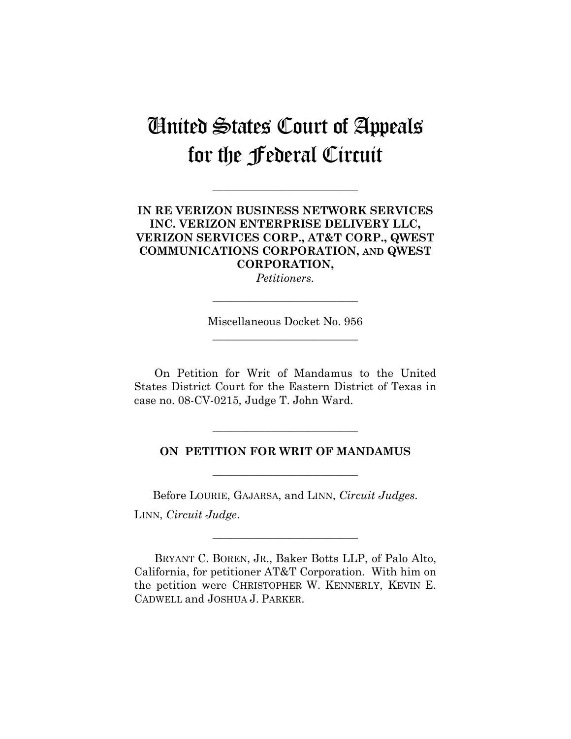# United States Court of Appeals for the Federal Circuit

---

**IN RE VERIZON BUSINESS NETWORK SERVICES INC. VERIZON ENTERPRISE DELIVERY LLC, VERIZON SERVICES CORP., AT&T CORP., QWEST COMMUNICATIONS CORPORATION, AND QWEST CORPORATION,**

*Petitioners.*

---

Miscellaneous Docket No. 956

---

On Petition for Writ of Mandamus to the United States District Court for the Eastern District of Texas in case no. 08-CV-0215, Judge T. John Ward.

---

**ON PETITION FOR WRIT OF MANDAMUS**

---

Before LOURIE, GAJARSA, and LINN, *Circuit Judges*.

LINN, *Circuit Judge*.

---

BRYANT C. BOREN, JR., Baker Botts LLP, of Palo Alto, California, for petitioner AT&T Corporation. With him on the petition were CHRISTOPHER W. KENNERLY, KEVIN E. CADWELL and JOSHUA J. PARKER.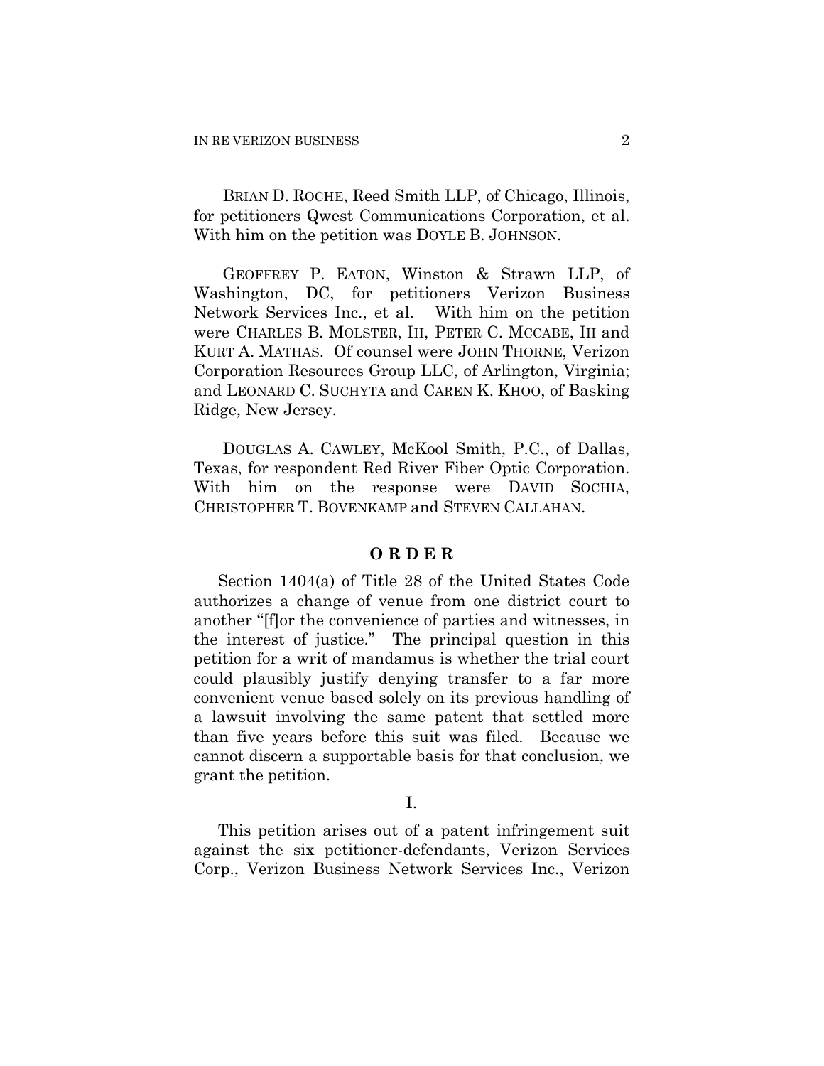BRIAN D. ROCHE, Reed Smith LLP, of Chicago, Illinois, for petitioners Qwest Communications Corporation, et al. With him on the petition was DOYLE B. JOHNSON.

GEOFFREY P. EATON, Winston & Strawn LLP, of Washington, DC, for petitioners Verizon Business Network Services Inc., et al. With him on the petition were CHARLES B. MOLSTER, III, PETER C. MCCABE, III and KURT A. MATHAS. Of counsel were JOHN THORNE, Verizon Corporation Resources Group LLC, of Arlington, Virginia; and LEONARD C. SUCHYTA and CAREN K. KHOO, of Basking Ridge, New Jersey.

DOUGLAS A. CAWLEY, McKool Smith, P.C., of Dallas, Texas, for respondent Red River Fiber Optic Corporation. With him on the response were DAVID SOCHIA, CHRISTOPHER T. BOVENKAMP and STEVEN CALLAHAN.

## O R D E R

Section 1404(a) of Title 28 of the United States Code authorizes a change of venue from one district court to another "[f]or the convenience of parties and witnesses, in the interest of justice." The principal question in this petition for a writ of mandamus is whether the trial court could plausibly justify denying transfer to a far more convenient venue based solely on its previous handling of a lawsuit involving the same patent that settled more than five years before this suit was filed. Because we cannot discern a supportable basis for that conclusion, we grant the petition.

I.

This petition arises out of a patent infringement suit against the six petitioner-defendants, Verizon Services Corp., Verizon Business Network Services Inc., Verizon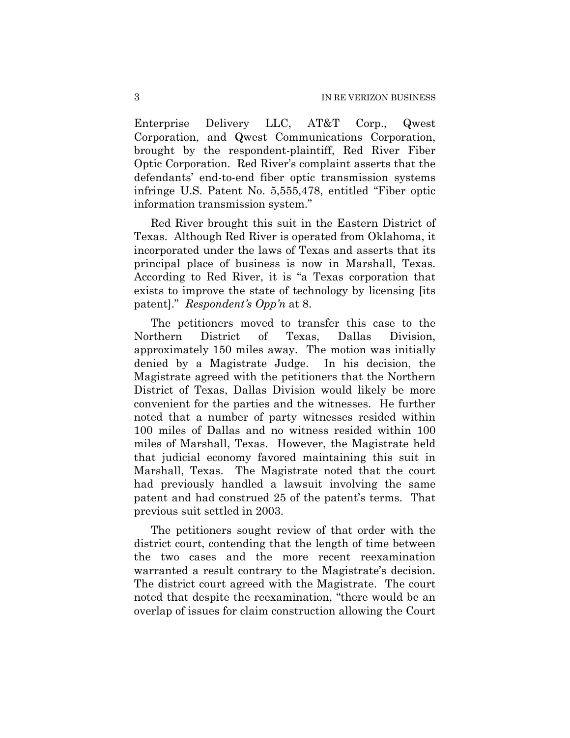Enterprise Delivery LLC, AT&T Corp., Qwest Corporation, and Qwest Communications Corporation, brought by the respondent-plaintiff, Red River Fiber Optic Corporation. Red River's complaint asserts that the defendants' end-to-end fiber optic transmission systems infringe U.S. Patent No. 5,555,478, entitled "Fiber optic information transmission system."

Red River brought this suit in the Eastern District of Texas. Although Red River is operated from Oklahoma, it incorporated under the laws of Texas and asserts that its principal place of business is now in Marshall, Texas. According to Red River, it is "a Texas corporation that exists to improve the state of technology by licensing [its patent]." *Respondent's Opp'n* at 8.

The petitioners moved to transfer this case to the Northern District of Texas, Dallas Division, approximately 150 miles away. The motion was initially denied by a Magistrate Judge. In his decision, the Magistrate agreed with the petitioners that the Northern District of Texas, Dallas Division would likely be more convenient for the parties and the witnesses. He further noted that a number of party witnesses resided within 100 miles of Dallas and no witness resided within 100 miles of Marshall, Texas. However, the Magistrate held that judicial economy favored maintaining this suit in Marshall, Texas. The Magistrate noted that the court had previously handled a lawsuit involving the same patent and had construed 25 of the patent's terms. That previous suit settled in 2003.

The petitioners sought review of that order with the district court, contending that the length of time between the two cases and the more recent reexamination warranted a result contrary to the Magistrate's decision. The district court agreed with the Magistrate. The court noted that despite the reexamination, "there would be an overlap of issues for claim construction allowing the Court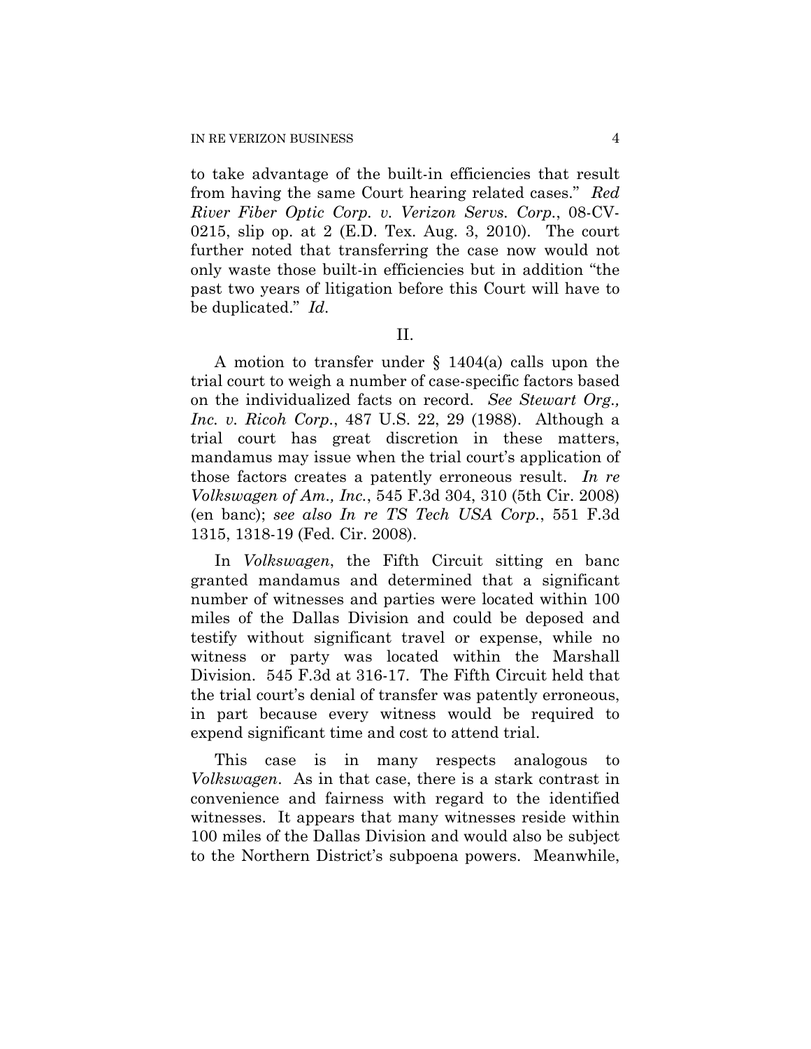to take advantage of the built-in efficiencies that result from having the same Court hearing related cases." *Red River Fiber Optic Corp. v. Verizon Servs. Corp.*, 08-CV-0215, slip op. at 2 (E.D. Tex. Aug. 3, 2010). The court further noted that transferring the case now would not only waste those built-in efficiencies but in addition "the past two years of litigation before this Court will have to be duplicated." *Id.*

II.

A motion to transfer under § 1404(a) calls upon the trial court to weigh a number of case-specific factors based on the individualized facts on record. *See Stewart Org., Inc. v. Ricoh Corp.*, 487 U.S. 22, 29 (1988). Although a trial court has great discretion in these matters, mandamus may issue when the trial court's application of those factors creates a patently erroneous result. *In re Volkswagen of Am., Inc.*, 545 F.3d 304, 310 (5th Cir. 2008) (en banc); *see also In re TS Tech USA Corp.*, 551 F.3d 1315, 1318-19 (Fed. Cir. 2008).

In *Volkswagen*, the Fifth Circuit sitting en banc granted mandamus and determined that a significant number of witnesses and parties were located within 100 miles of the Dallas Division and could be deposed and testify without significant travel or expense, while no witness or party was located within the Marshall Division. 545 F.3d at 316-17. The Fifth Circuit held that the trial court's denial of transfer was patently erroneous, in part because every witness would be required to expend significant time and cost to attend trial.

This case is in many respects analogous to *Volkswagen*. As in that case, there is a stark contrast in convenience and fairness with regard to the identified witnesses. It appears that many witnesses reside within 100 miles of the Dallas Division and would also be subject to the Northern District's subpoena powers. Meanwhile,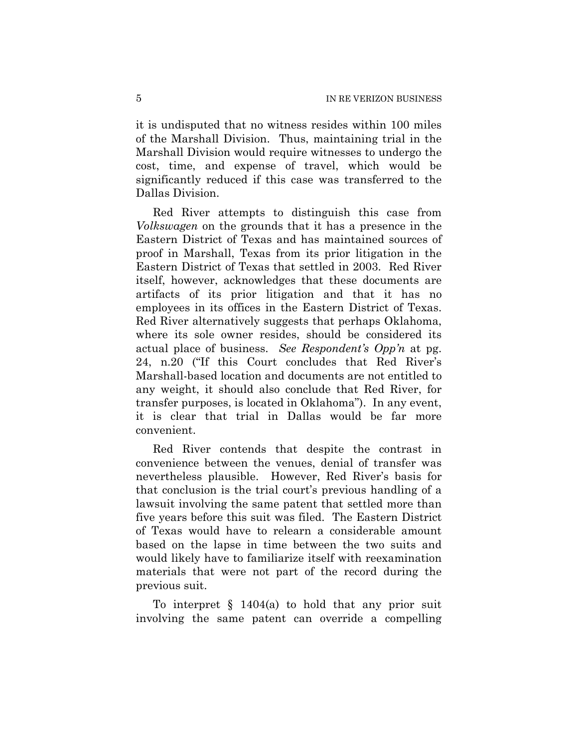it is undisputed that no witness resides within 100 miles of the Marshall Division. Thus, maintaining trial in the Marshall Division would require witnesses to undergo the cost, time, and expense of travel, which would be significantly reduced if this case was transferred to the Dallas Division.

Red River attempts to distinguish this case from *Volkswagen* on the grounds that it has a presence in the Eastern District of Texas and has maintained sources of proof in Marshall, Texas from its prior litigation in the Eastern District of Texas that settled in 2003. Red River itself, however, acknowledges that these documents are artifacts of its prior litigation and that it has no employees in its offices in the Eastern District of Texas. Red River alternatively suggests that perhaps Oklahoma, where its sole owner resides, should be considered its actual place of business. *See Respondent's Opp'n* at pg. 24, n.20 ("If this Court concludes that Red River's Marshall-based location and documents are not entitled to any weight, it should also conclude that Red River, for transfer purposes, is located in Oklahoma"). In any event, it is clear that trial in Dallas would be far more convenient.

Red River contends that despite the contrast in convenience between the venues, denial of transfer was nevertheless plausible. However, Red River's basis for that conclusion is the trial court's previous handling of a lawsuit involving the same patent that settled more than five years before this suit was filed. The Eastern District of Texas would have to relearn a considerable amount based on the lapse in time between the two suits and would likely have to familiarize itself with reexamination materials that were not part of the record during the previous suit.

To interpret § 1404(a) to hold that any prior suit involving the same patent can override a compelling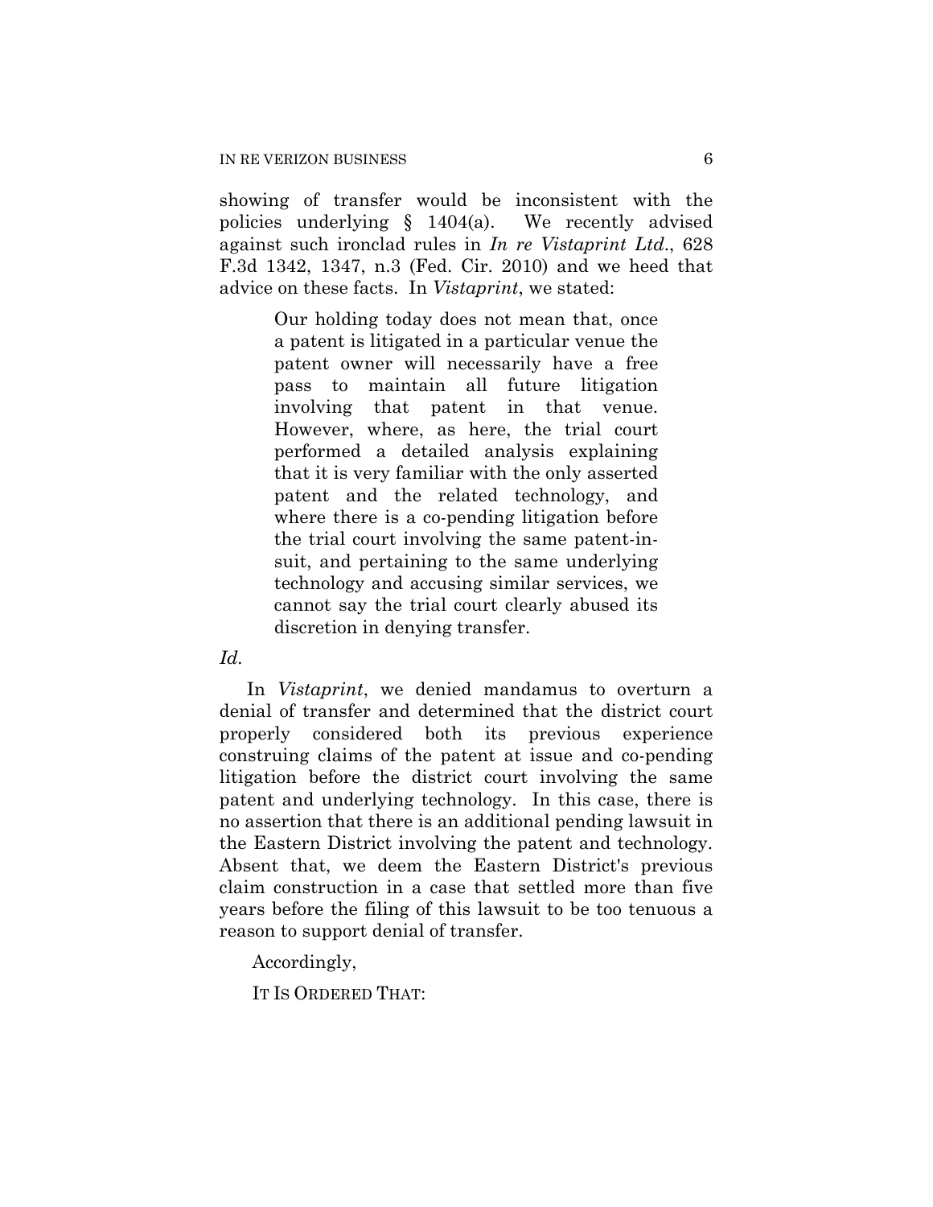showing of transfer would be inconsistent with the policies underlying § 1404(a). We recently advised against such ironclad rules in *In re Vistaprint Ltd*., 628 F.3d 1342, 1347, n.3 (Fed. Cir. 2010) and we heed that advice on these facts. In *Vistaprint*, we stated:

> Our holding today does not mean that, once a patent is litigated in a particular venue the patent owner will necessarily have a free pass to maintain all future litigation involving that patent in that venue. However, where, as here, the trial court performed a detailed analysis explaining that it is very familiar with the only asserted patent and the related technology, and where there is a co-pending litigation before the trial court involving the same patent-in-suit, and pertaining to the same underlying technology and accusing similar services, we cannot say the trial court clearly abused its discretion in denying transfer.

*Id.*

In *Vistaprint*, we denied mandamus to overturn a denial of transfer and determined that the district court properly considered both its previous experience construing claims of the patent at issue and co-pending litigation before the district court involving the same patent and underlying technology. In this case, there is no assertion that there is an additional pending lawsuit in the Eastern District involving the patent and technology. Absent that, we deem the Eastern District's previous claim construction in a case that settled more than five years before the filing of this lawsuit to be too tenuous a reason to support denial of transfer.

Accordingly,

IT IS ORDERED THAT: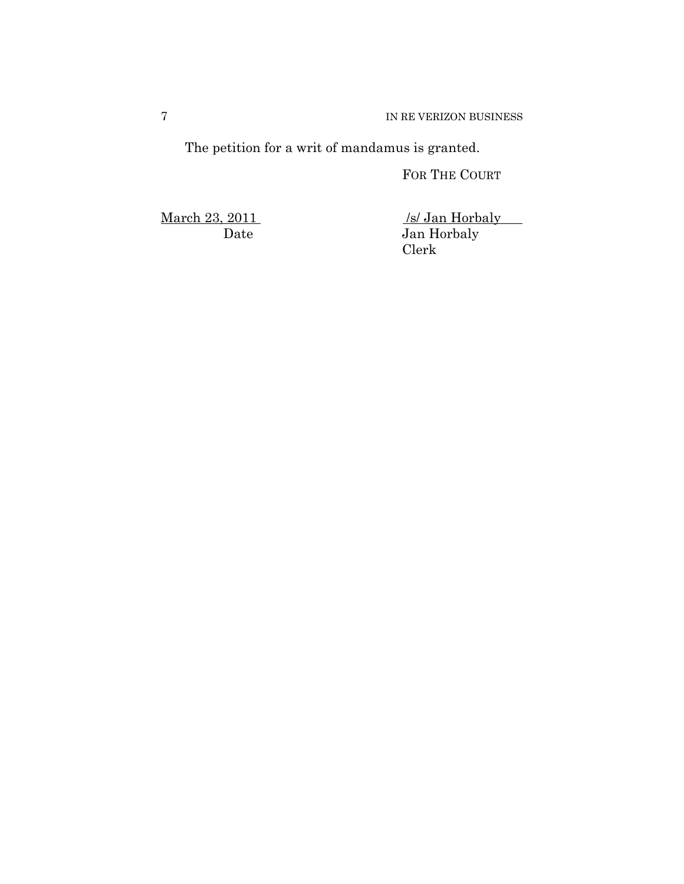The petition for a writ of mandamus is granted.

FOR THE COURT

March 23, 2011
Date

/s/ Jan Horbaly
Jan Horbaly
Clerk